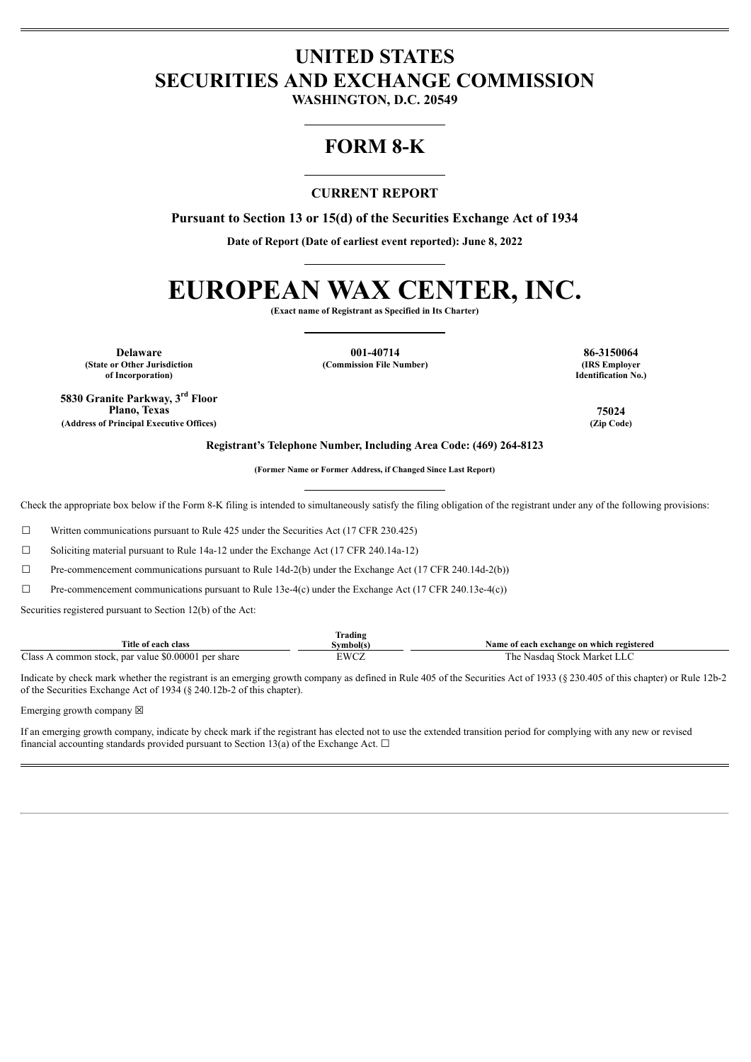# UNITED STATES
# SECURITIES AND EXCHANGE COMMISSION

**WASHINGTON, D.C. 20549**

## FORM 8-K

### CURRENT REPORT

**Pursuant to Section 13 or 15(d) of the Securities Exchange Act of 1934**

**Date of Report (Date of earliest event reported): June 8, 2022**

# EUROPEAN WAX CENTER, INC.

**(Exact name of Registrant as Specified in Its Charter)**

| | | |
|---|---|---|
| **Delaware** | **001-40714** | **86-3150064** |
| **(State or Other Jurisdiction of Incorporation)** | **(Commission File Number)** | **(IRS Employer Identification No.)** |

| | |
|---|---|
| **5830 Granite Parkway, 3rd Floor Plano, Texas** | **75024** |
| **(Address of Principal Executive Offices)** | **(Zip Code)** |

**Registrant's Telephone Number, Including Area Code: (469) 264-8123**

**(Former Name or Former Address, if Changed Since Last Report)**

Check the appropriate box below if the Form 8-K filing is intended to simultaneously satisfy the filing obligation of the registrant under any of the following provisions:

☐ Written communications pursuant to Rule 425 under the Securities Act (17 CFR 230.425)

☐ Soliciting material pursuant to Rule 14a-12 under the Exchange Act (17 CFR 240.14a-12)

☐ Pre-commencement communications pursuant to Rule 14d-2(b) under the Exchange Act (17 CFR 240.14d-2(b))

☐ Pre-commencement communications pursuant to Rule 13e-4(c) under the Exchange Act (17 CFR 240.13e-4(c))

Securities registered pursuant to Section 12(b) of the Act:

| Title of each class | Trading Symbol(s) | Name of each exchange on which registered |
|---|---|---|
| Class A common stock, par value $0.00001 per share | EWCZ | The Nasdaq Stock Market LLC |

Indicate by check mark whether the registrant is an emerging growth company as defined in Rule 405 of the Securities Act of 1933 (§ 230.405 of this chapter) or Rule 12b-2 of the Securities Exchange Act of 1934 (§ 240.12b-2 of this chapter).

Emerging growth company ☒

If an emerging growth company, indicate by check mark if the registrant has elected not to use the extended transition period for complying with any new or revised financial accounting standards provided pursuant to Section 13(a) of the Exchange Act. ☐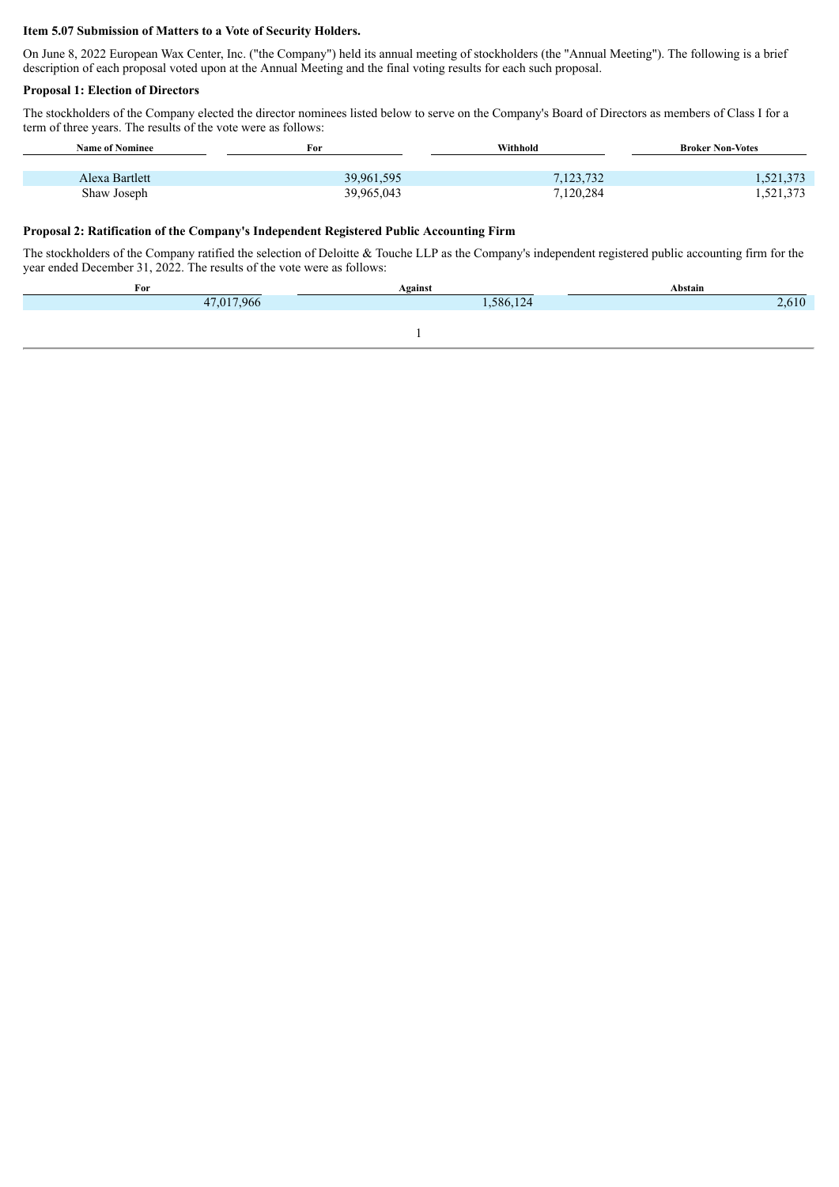**Item 5.07 Submission of Matters to a Vote of Security Holders.**

On June 8, 2022 European Wax Center, Inc. ("the Company") held its annual meeting of stockholders (the "Annual Meeting"). The following is a brief description of each proposal voted upon at the Annual Meeting and the final voting results for each such proposal.

**Proposal 1: Election of Directors**

The stockholders of the Company elected the director nominees listed below to serve on the Company's Board of Directors as members of Class I for a term of three years. The results of the vote were as follows:

| Name of Nominee | For | Withhold | Broker Non-Votes |
|---|---|---|---|
| Alexa Bartlett | 39,961,595 | 7,123,732 | 1,521,373 |
| Shaw Joseph | 39,965,043 | 7,120,284 | 1,521,373 |

**Proposal 2: Ratification of the Company's Independent Registered Public Accounting Firm**

The stockholders of the Company ratified the selection of Deloitte & Touche LLP as the Company's independent registered public accounting firm for the year ended December 31, 2022. The results of the vote were as follows:

| For | Against | Abstain |
|---|---|---|
| 47,017,966 | 1,586,124 | 2,610 |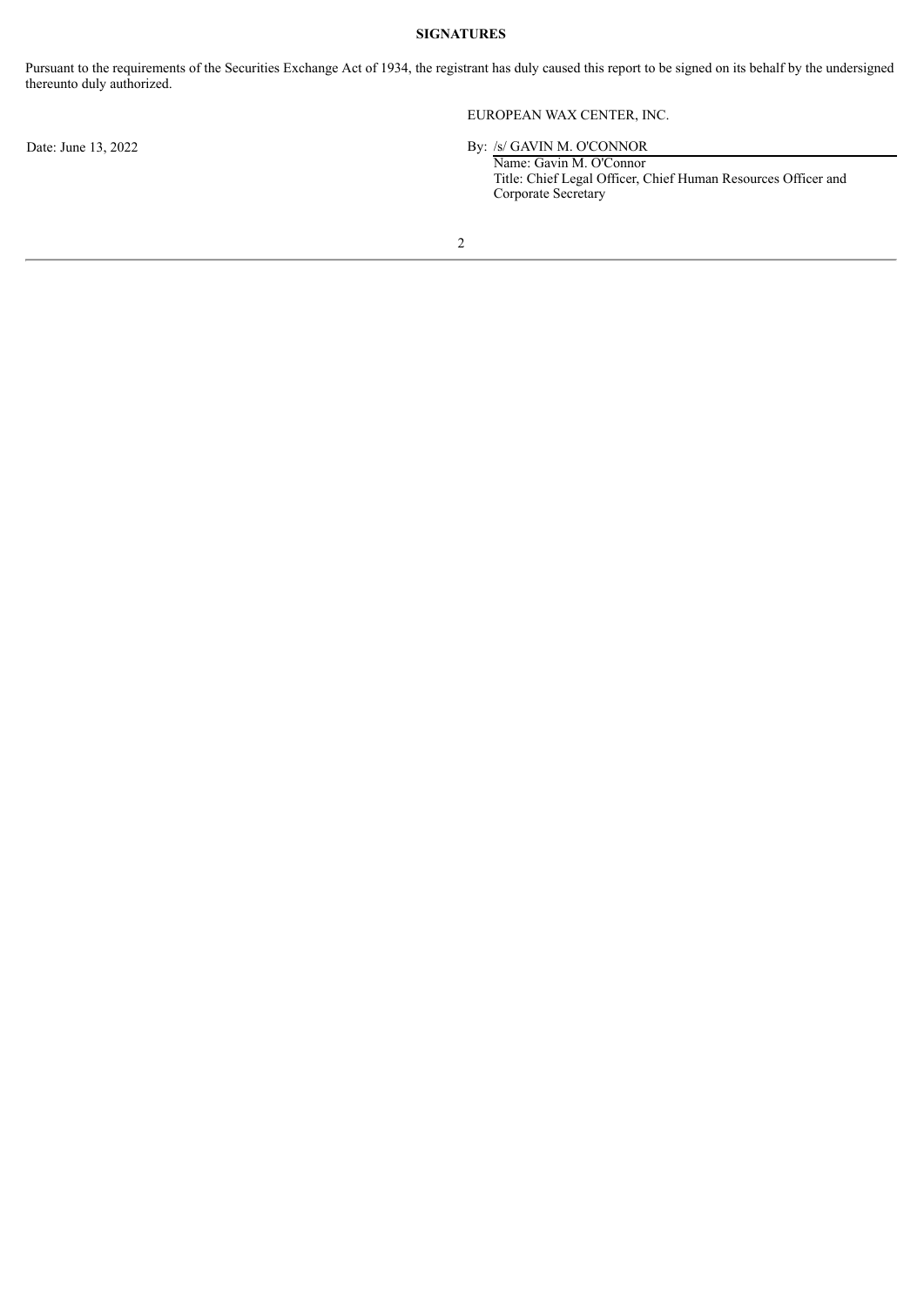**SIGNATURES**

Pursuant to the requirements of the Securities Exchange Act of 1934, the registrant has duly caused this report to be signed on its behalf by the undersigned thereunto duly authorized.

EUROPEAN WAX CENTER, INC.

Date: June 13, 2022

By: /s/ GAVIN M. O'CONNOR
Name: Gavin M. O'Connor
Title: Chief Legal Officer, Chief Human Resources Officer and Corporate Secretary